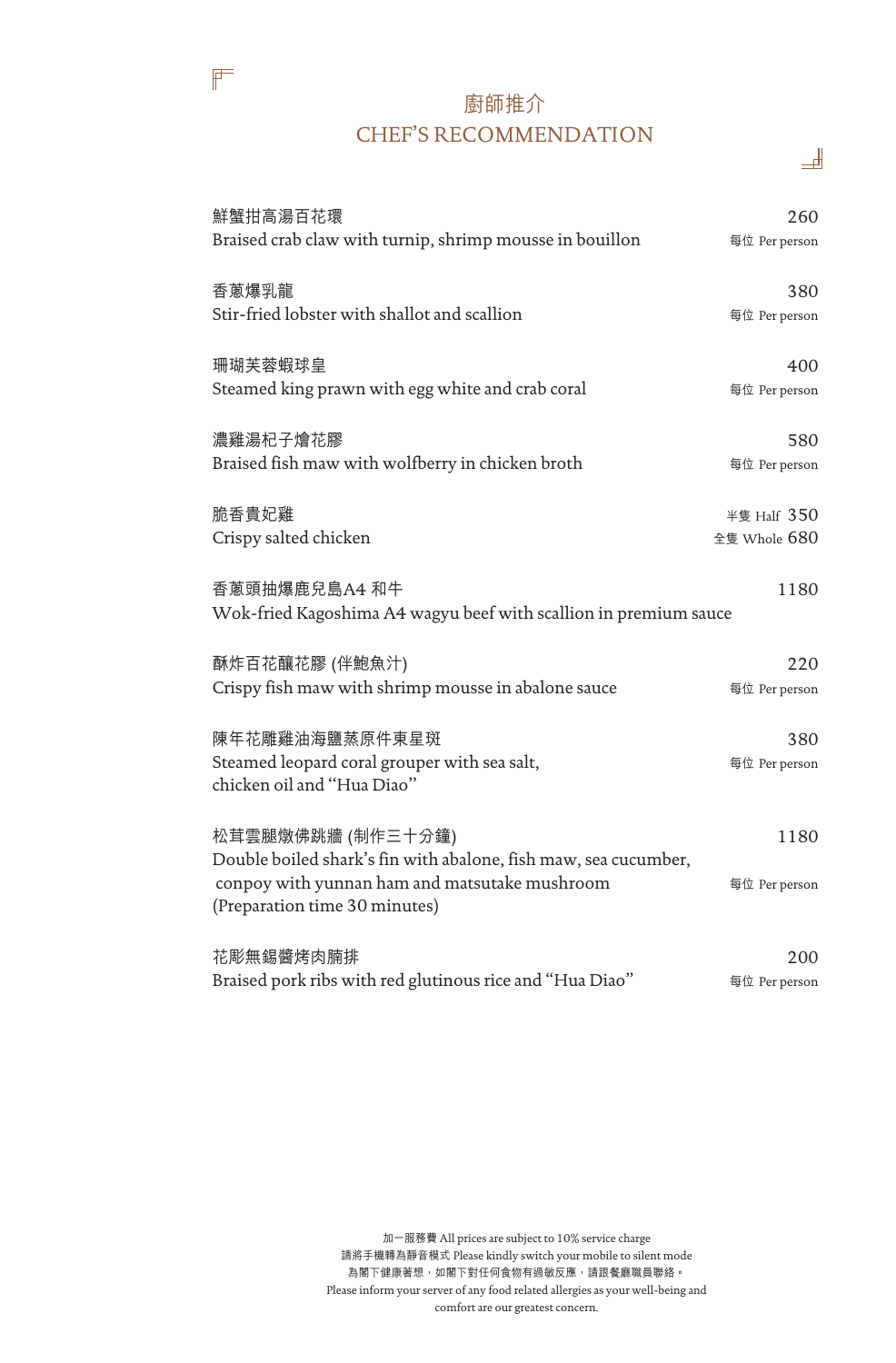# 廚師推介
# CHEF'S RECOMMENDATION

鮮蟹拑高湯百花環
Braised crab claw with turnip, shrimp mousse in bouillon — 260 每位 Per person

香蔥爆乳龍
Stir-fried lobster with shallot and scallion — 380 每位 Per person

珊瑚芙蓉蝦球皇
Steamed king prawn with egg white and crab coral — 400 每位 Per person

濃雞湯杞子燴花膠
Braised fish maw with wolfberry in chicken broth — 580 每位 Per person

脆香貴妃雞
Crispy salted chicken — 半隻 Half 350 / 全隻 Whole 680

香蔥頭抽爆鹿兒島A4 和牛
Wok-fried Kagoshima A4 wagyu beef with scallion in premium sauce — 1180

酥炸百花釀花膠 (伴鮑魚汁)
Crispy fish maw with shrimp mousse in abalone sauce — 220 每位 Per person

陳年花雕雞油海鹽蒸原件東星斑
Steamed leopard coral grouper with sea salt,
chicken oil and "Hua Diao" — 380 每位 Per person

松茸雲腿燉佛跳牆 (制作三十分鐘)
Double boiled shark's fin with abalone, fish maw, sea cucumber,
conpoy with yunnan ham and matsutake mushroom
(Preparation time 30 minutes) — 1180 每位 Per person

花彫無錫醬烤肉腩排
Braised pork ribs with red glutinous rice and "Hua Diao" — 200 每位 Per person

加一服務費 All prices are subject to 10% service charge
請將手機轉為靜音模式 Please kindly switch your mobile to silent mode
為閣下健康著想，如閣下對任何食物有過敏反應，請跟餐廳職員聯絡。
Please inform your server of any food related allergies as your well-being and comfort are our greatest concern.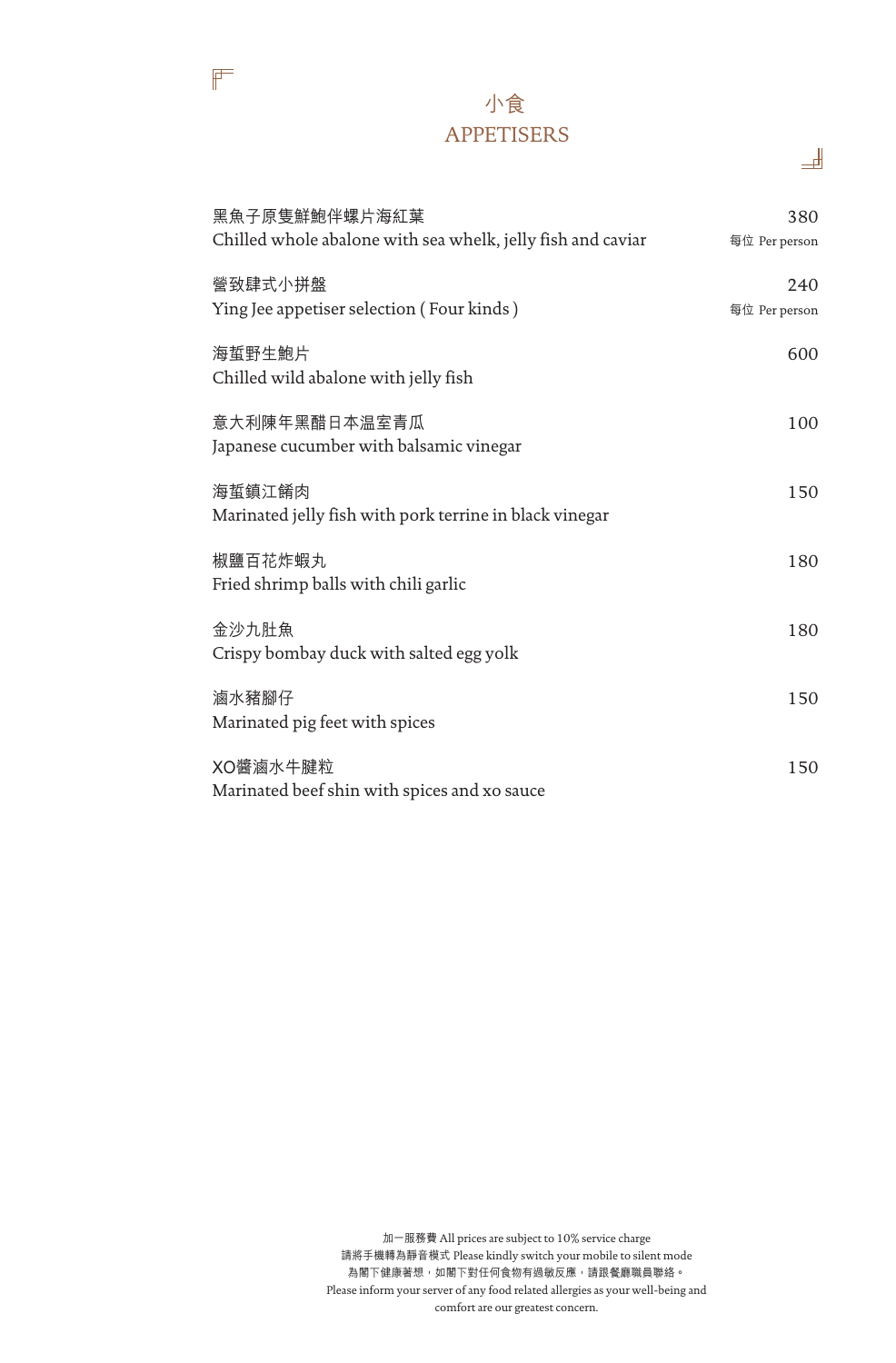# 小食
# APPETISERS

| | |
|---|---|
| 黑魚子原隻鮮鮑伴螺片海紅蜇<br>Chilled whole abalone with sea whelk, jelly fish and caviar | 380<br>每位 Per person |
| 營致肆式小拼盤<br>Ying Jee appetiser selection ( Four kinds ) | 240<br>每位 Per person |
| 海蜇野生鮑片<br>Chilled wild abalone with jelly fish | 600 |
| 意大利陳年黑醋日本溫室青瓜<br>Japanese cucumber with balsamic vinegar | 100 |
| 海蜇鎮江餚肉<br>Marinated jelly fish with pork terrine in black vinegar | 150 |
| 椒鹽百花炸蝦丸<br>Fried shrimp balls with chili garlic | 180 |
| 金沙九肚魚<br>Crispy bombay duck with salted egg yolk | 180 |
| 滷水豬腳仔<br>Marinated pig feet with spices | 150 |
| XO醬滷水牛腱粒<br>Marinated beef shin with spices and xo sauce | 150 |

加一服務費 All prices are subject to 10% service charge
請將手機轉為靜音模式 Please kindly switch your mobile to silent mode
為閣下健康著想，如閣下對任何食物有過敏反應，請跟餐廳職員聯絡。
Please inform your server of any food related allergies as your well-being and comfort are our greatest concern.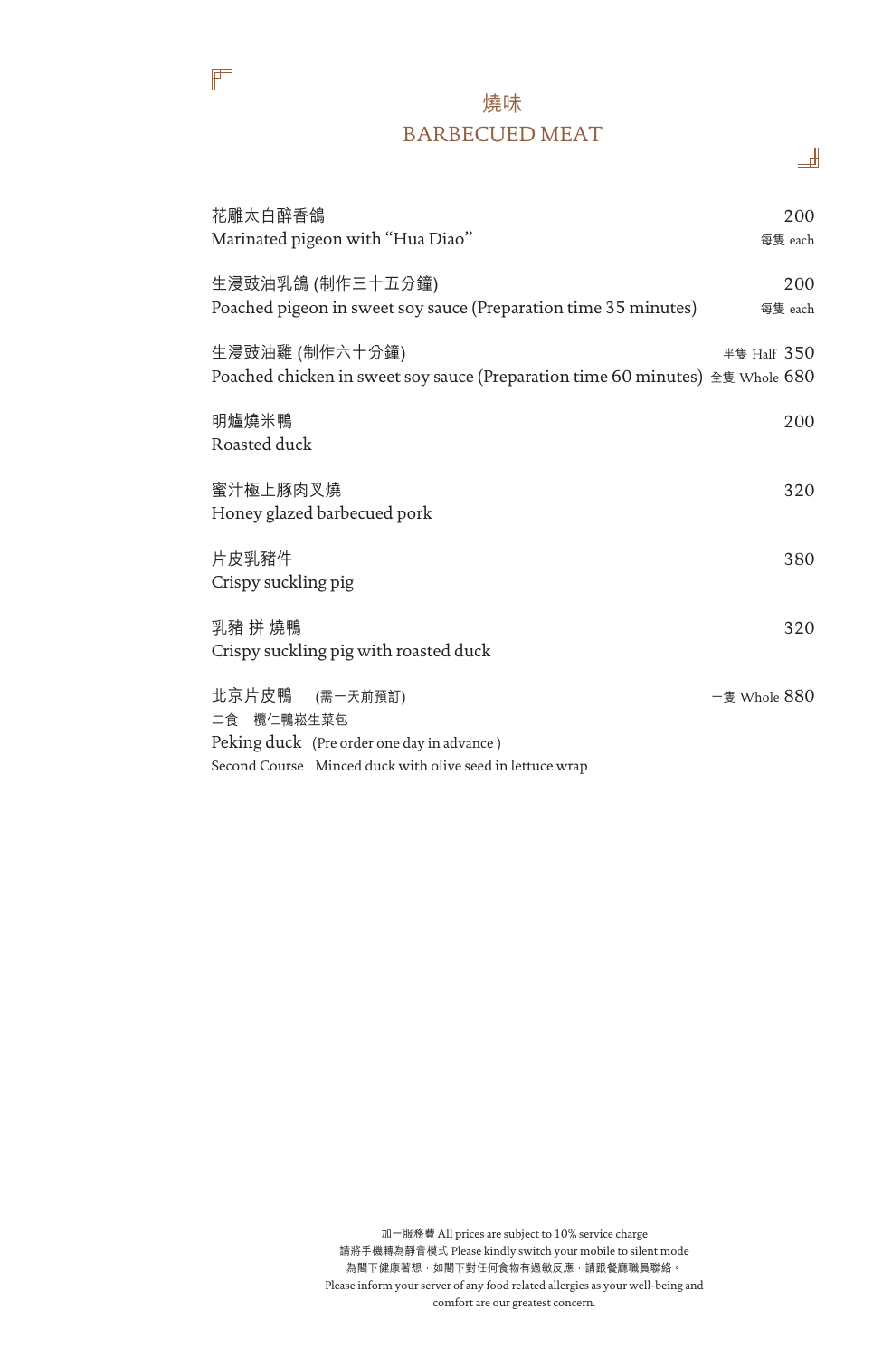# 燒味
# BARBECUED MEAT

| Item | Price |
| --- | --- |
| 花雕太白醉香鴿<br>Marinated pigeon with "Hua Diao" | 200<br>每隻 each |
| 生浸豉油乳鴿 (制作三十五分鐘)<br>Poached pigeon in sweet soy sauce (Preparation time 35 minutes) | 200<br>每隻 each |
| 生浸豉油雞 (制作六十分鐘)<br>Poached chicken in sweet soy sauce (Preparation time 60 minutes) | 半隻 Half 350<br>全隻 Whole 680 |
| 明爐燒米鴨<br>Roasted duck | 200 |
| 蜜汁極上豚肉叉燒<br>Honey glazed barbecued pork | 320 |
| 片皮乳豬件<br>Crispy suckling pig | 380 |
| 乳豬 拼 燒鴨<br>Crispy suckling pig with roasted duck | 320 |
| 北京片皮鴨 (需一天前預訂)<br>二食 欖仁鴨崧生菜包<br>Peking duck (Pre order one day in advance )<br>Second Course Minced duck with olive seed in lettuce wrap | 一隻 Whole 880 |

加一服務費 All prices are subject to 10% service charge
請將手機轉為靜音模式 Please kindly switch your mobile to silent mode
為閣下健康著想，如閣下對任何食物有過敏反應，請跟餐廳職員聯絡。
Please inform your server of any food related allergies as your well-being and comfort are our greatest concern.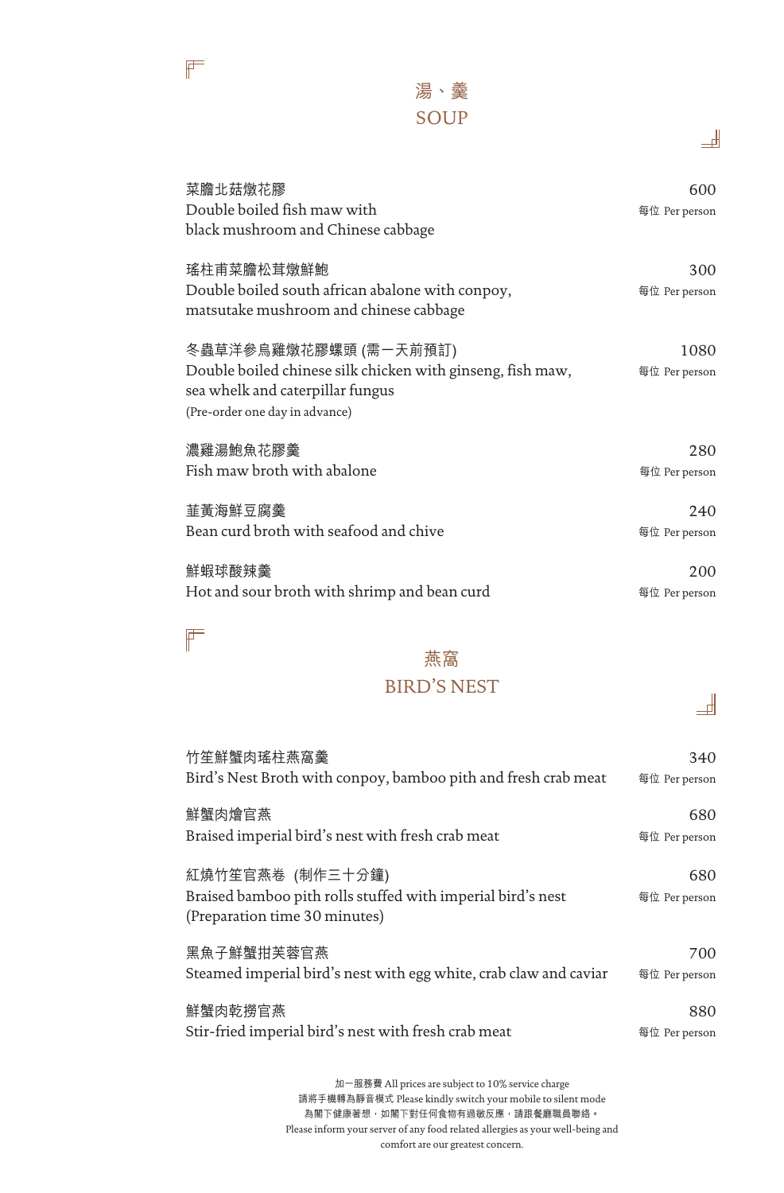## 湯、羹
## SOUP

菜膽北菇燉花膠
Double boiled fish maw with
black mushroom and Chinese cabbage
600
每位 Per person

瑤柱甫菜膽松茸燉鮮鮑
Double boiled south african abalone with conpoy,
matsutake mushroom and chinese cabbage
300
每位 Per person

冬蟲草洋參烏雞燉花膠螺頭 (需一天前預訂)
Double boiled chinese silk chicken with ginseng, fish maw,
sea whelk and caterpillar fungus
(Pre-order one day in advance)
1080
每位 Per person

濃雞湯鮑魚花膠羹
Fish maw broth with abalone
280
每位 Per person

韮黃海鮮豆腐羹
Bean curd broth with seafood and chive
240
每位 Per person

鮮蝦球酸辣羹
Hot and sour broth with shrimp and bean curd
200
每位 Per person

## 燕窩
## BIRD'S NEST

竹笙鮮蟹肉瑤柱燕窩羹
Bird's Nest Broth with conpoy, bamboo pith and fresh crab meat
340
每位 Per person

鮮蟹肉燴官燕
Braised imperial bird's nest with fresh crab meat
680
每位 Per person

紅燒竹笙官燕卷 (制作三十分鐘)
Braised bamboo pith rolls stuffed with imperial bird's nest
(Preparation time 30 minutes)
680
每位 Per person

黑魚子鮮蟹拑芙蓉官燕
Steamed imperial bird's nest with egg white, crab claw and caviar
700
每位 Per person

鮮蟹肉乾撈官燕
Stir-fried imperial bird's nest with fresh crab meat
880
每位 Per person

加一服務費 All prices are subject to 10% service charge
請將手機轉為靜音模式 Please kindly switch your mobile to silent mode
為閣下健康著想，如閣下對任何食物有過敏反應，請跟餐廳職員聯絡。
Please inform your server of any food related allergies as your well-being and comfort are our greatest concern.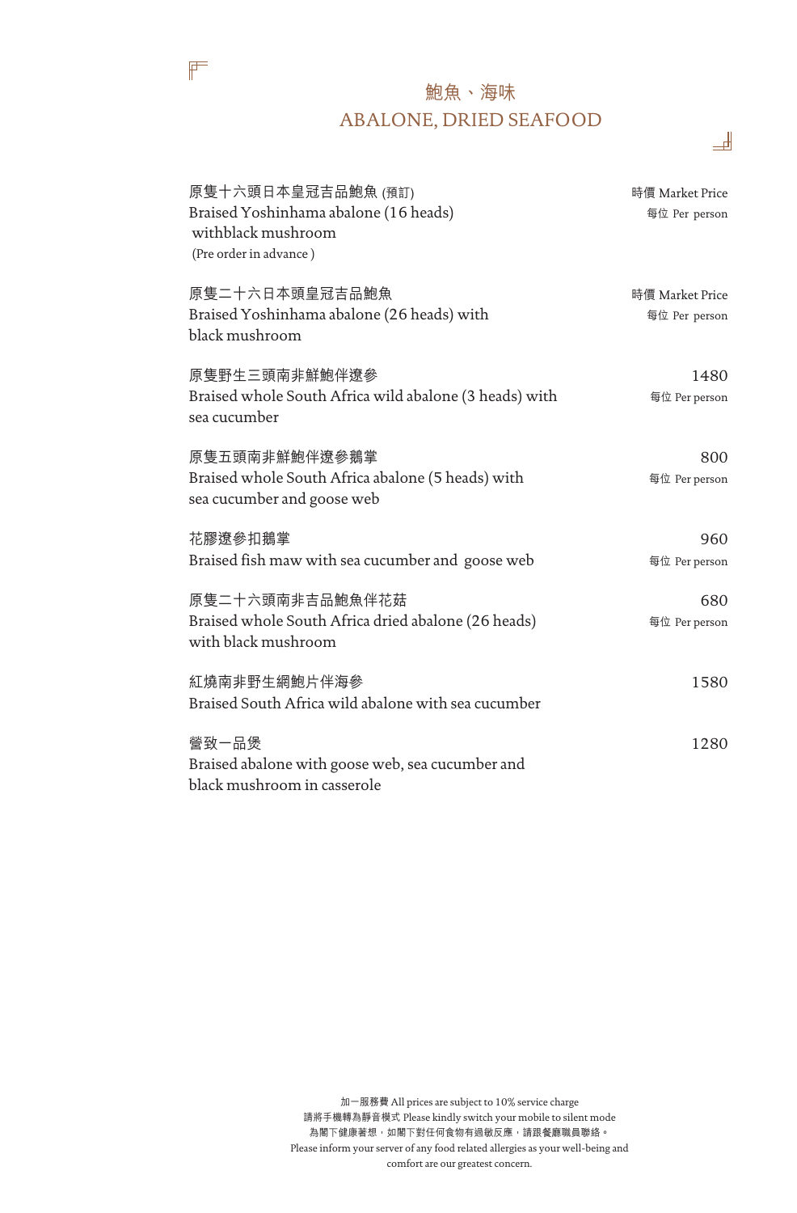# 鮑魚、海味
# ABALONE, DRIED SEAFOOD

| Dish | Price |
| --- | --- |
| 原隻十六頭日本皇冠吉品鮑魚 (預訂)<br>Braised Yoshinhama abalone (16 heads) withblack mushroom<br>(Pre order in advance ) | 時價 Market Price<br>每位 Per person |
| 原隻二十六日本頭皇冠吉品鮑魚<br>Braised Yoshinhama abalone (26 heads) with black mushroom | 時價 Market Price<br>每位 Per person |
| 原隻野生三頭南非鮮鮑伴遼參<br>Braised whole South Africa wild abalone (3 heads) with sea cucumber | 1480<br>每位 Per person |
| 原隻五頭南非鮮鮑伴遼參鵝掌<br>Braised whole South Africa abalone (5 heads) with sea cucumber and goose web | 800<br>每位 Per person |
| 花膠遼參扣鵝掌<br>Braised fish maw with sea cucumber and goose web | 960<br>每位 Per person |
| 原隻二十六頭南非吉品鮑魚伴花菇<br>Braised whole South Africa dried abalone (26 heads) with black mushroom | 680<br>每位 Per person |
| 紅燒南非野生網鮑片伴海參<br>Braised South Africa wild abalone with sea cucumber | 1580 |
| 嘗致一品煲<br>Braised abalone with goose web, sea cucumber and black mushroom in casserole | 1280 |

加一服務費 All prices are subject to 10% service charge
請將手機轉為靜音模式 Please kindly switch your mobile to silent mode
為閣下健康著想，如閣下對任何食物有過敏反應，請跟餐廳職員聯絡。
Please inform your server of any food related allergies as your well-being and comfort are our greatest concern.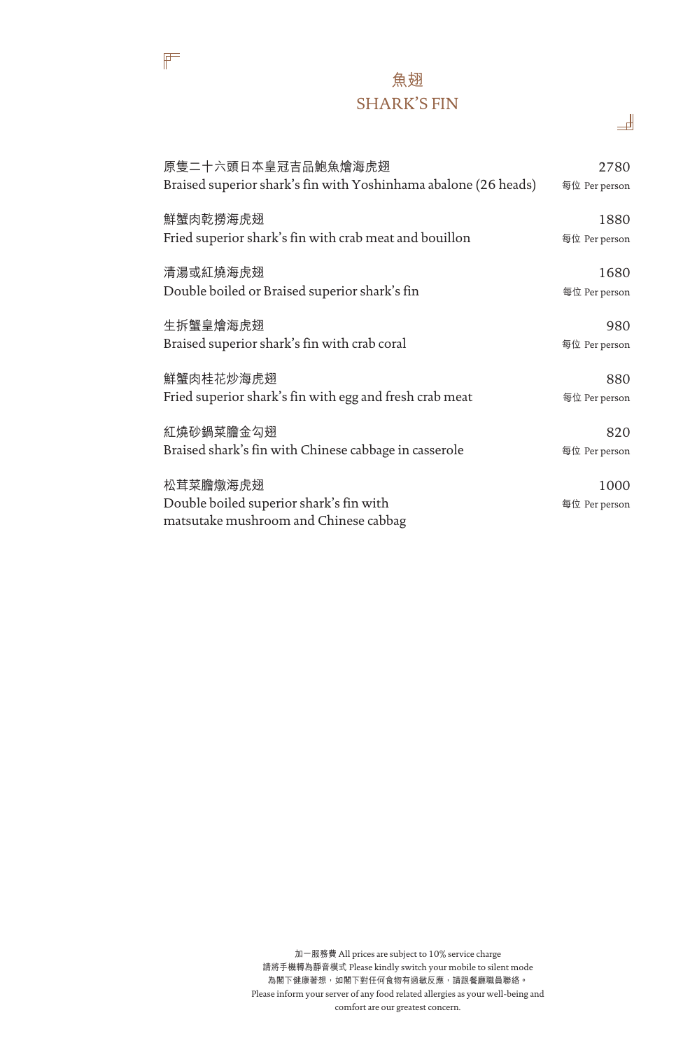# 魚翅
# SHARK'S FIN

原隻二十六頭日本皇冠吉品鮑魚燴海虎翅 — 2780
Braised superior shark's fin with Yoshinhama abalone (26 heads) — 每位 Per person

鮮蟹肉乾撈海虎翅 — 1880
Fried superior shark's fin with crab meat and bouillon — 每位 Per person

清湯或紅燒海虎翅 — 1680
Double boiled or Braised superior shark's fin — 每位 Per person

生拆蟹皇燴海虎翅 — 980
Braised superior shark's fin with crab coral — 每位 Per person

鮮蟹肉桂花炒海虎翅 — 880
Fried superior shark's fin with egg and fresh crab meat — 每位 Per person

紅燒砂鍋菜膽金勾翅 — 820
Braised shark's fin with Chinese cabbage in casserole — 每位 Per person

松茸菜膽燉海虎翅 — 1000
Double boiled superior shark's fin with
matsutake mushroom and Chinese cabbag — 每位 Per person

加一服務費 All prices are subject to 10% service charge
請將手機轉為靜音模式 Please kindly switch your mobile to silent mode
為閣下健康著想，如閣下對任何食物有過敏反應，請跟餐廳職員聯絡。
Please inform your server of any food related allergies as your well-being and comfort are our greatest concern.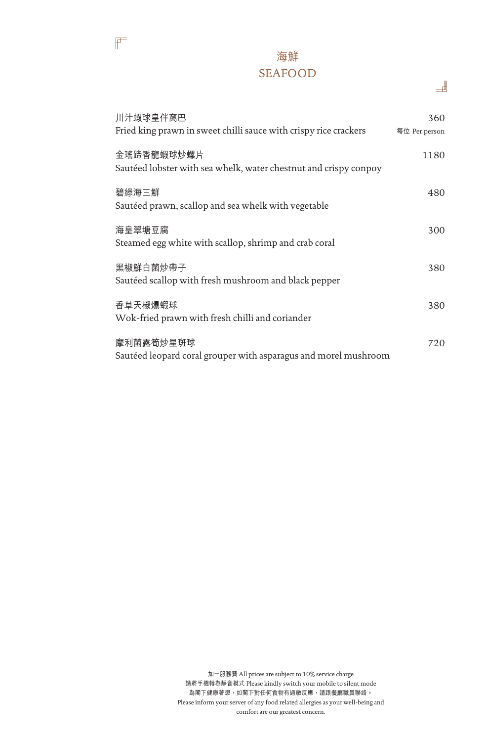# 海鮮
# SEAFOOD

川汁蝦球皇伴窩巴 — 360 每位 Per person
Fried king prawn in sweet chilli sauce with crispy rice crackers

金瑤蹄香龍蝦球炒螺片 — 1180
Sautéed lobster with sea whelk, water chestnut and crispy conpoy

碧綠海三鮮 — 480
Sautéed prawn, scallop and sea whelk with vegetable

海皇翠塘豆腐 — 300
Steamed egg white with scallop, shrimp and crab coral

黑椒鮮白菌炒帶子 — 380
Sautéed scallop with fresh mushroom and black pepper

香草天椒爆蝦球 — 380
Wok-fried prawn with fresh chilli and coriander

摩利菌露筍炒星斑球 — 720
Sautéed leopard coral grouper with asparagus and morel mushroom

加一服務費 All prices are subject to 10% service charge
請將手機轉為靜音模式 Please kindly switch your mobile to silent mode
為閣下健康著想，如閣下對任何食物有過敏反應，請跟餐廳職員聯絡。
Please inform your server of any food related allergies as your well-being and comfort are our greatest concern.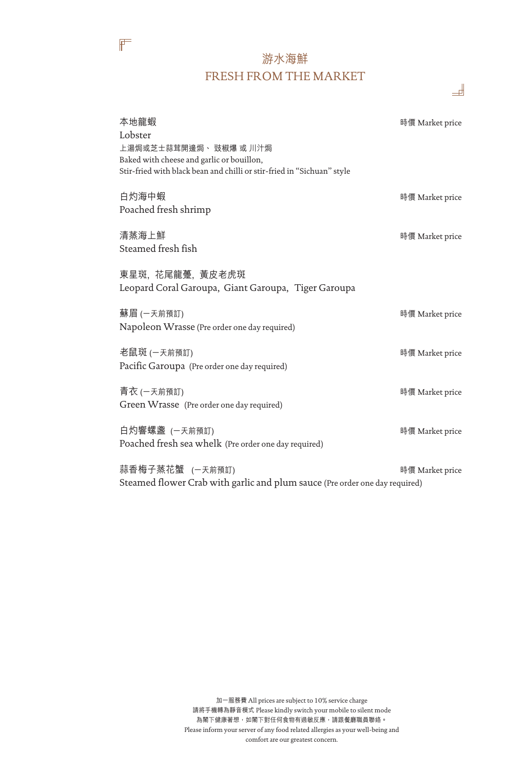# 游水海鮮
# FRESH FROM THE MARKET

本地龍蝦 — 時價 Market price
Lobster
上湯焗或芝士蒜茸開邊焗、 豉椒爆 或 川汁焗
Baked with cheese and garlic or bouillon,
Stir-fried with black bean and chilli or stir-fried in “Sichuan” style

白灼海中蝦 — 時價 Market price
Poached fresh shrimp

清蒸海上鮮 — 時價 Market price
Steamed fresh fish

東星斑，花尾龍躉，黃皮老虎斑
Leopard Coral Garoupa, Giant Garoupa, Tiger Garoupa

蘇眉 (一天前預訂) — 時價 Market price
Napoleon Wrasse (Pre order one day required)

老鼠斑 (一天前預訂) — 時價 Market price
Pacific Garoupa (Pre order one day required)

青衣 (一天前預訂) — 時價 Market price
Green Wrasse (Pre order one day required)

白灼響螺盞 (一天前預訂) — 時價 Market price
Poached fresh sea whelk (Pre order one day required)

蒜香梅子蒸花蟹 (一天前預訂) — 時價 Market price
Steamed flower Crab with garlic and plum sauce (Pre order one day required)

加一服務費 All prices are subject to 10% service charge
請將手機轉為靜音模式 Please kindly switch your mobile to silent mode
為閣下健康著想，如閣下對任何食物有過敏反應，請跟餐廳職員聯絡。
Please inform your server of any food related allergies as your well-being and comfort are our greatest concern.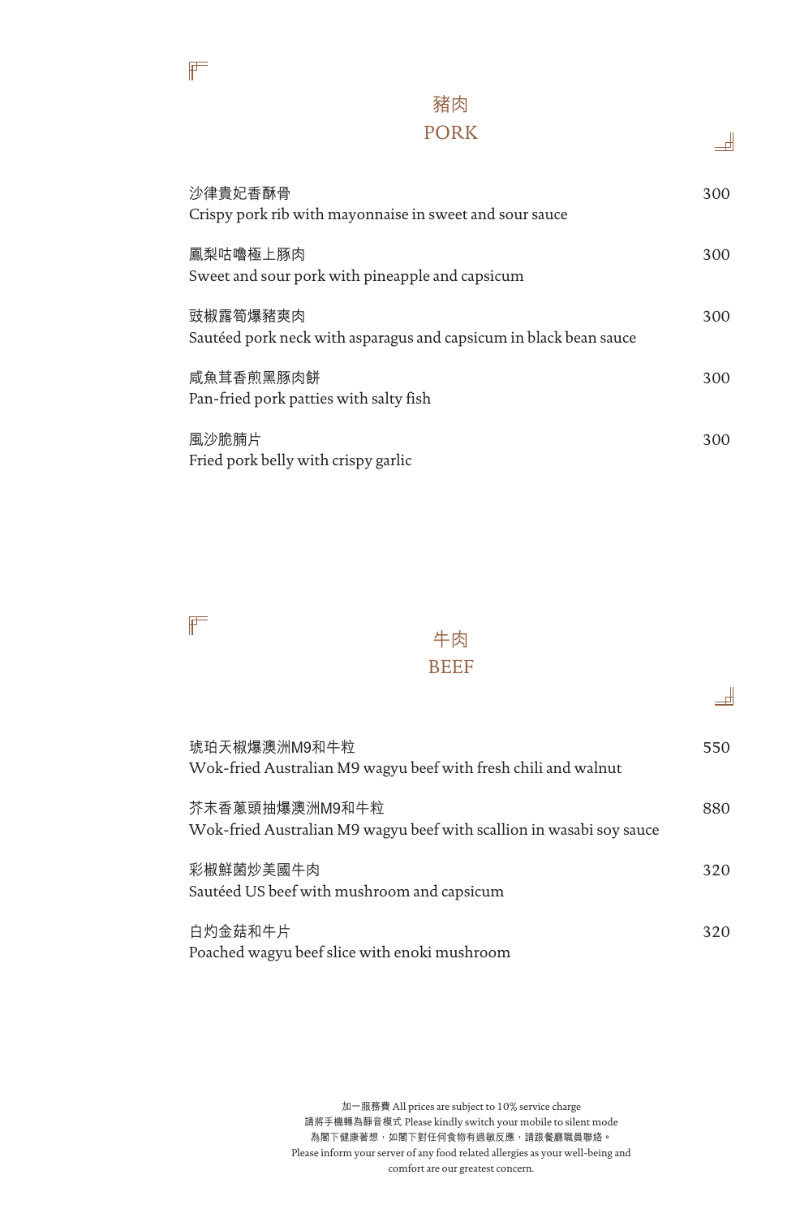## 豬肉
## PORK

沙律貴妃香酥骨
Crispy pork rib with mayonnaise in sweet and sour sauce — 300

鳳梨咕嚕極上豚肉
Sweet and sour pork with pineapple and capsicum — 300

豉椒露筍爆豬爽肉
Sautéed pork neck with asparagus and capsicum in black bean sauce — 300

咸魚茸香煎黑豚肉餅
Pan-fried pork patties with salty fish — 300

風沙脆腩片
Fried pork belly with crispy garlic — 300

## 牛肉
## BEEF

琥珀天椒爆澳洲M9和牛粒
Wok-fried Australian M9 wagyu beef with fresh chili and walnut — 550

芥末香蔥頭抽爆澳洲M9和牛粒
Wok-fried Australian M9 wagyu beef with scallion in wasabi soy sauce — 880

彩椒鮮菌炒美國牛肉
Sautéed US beef with mushroom and capsicum — 320

白灼金菇和牛片
Poached wagyu beef slice with enoki mushroom — 320

加一服務費 All prices are subject to 10% service charge
請將手機轉為靜音模式 Please kindly switch your mobile to silent mode
為閣下健康著想，如閣下對任何食物有過敏反應，請跟餐廳職員聯絡。
Please inform your server of any food related allergies as your well-being and comfort are our greatest concern.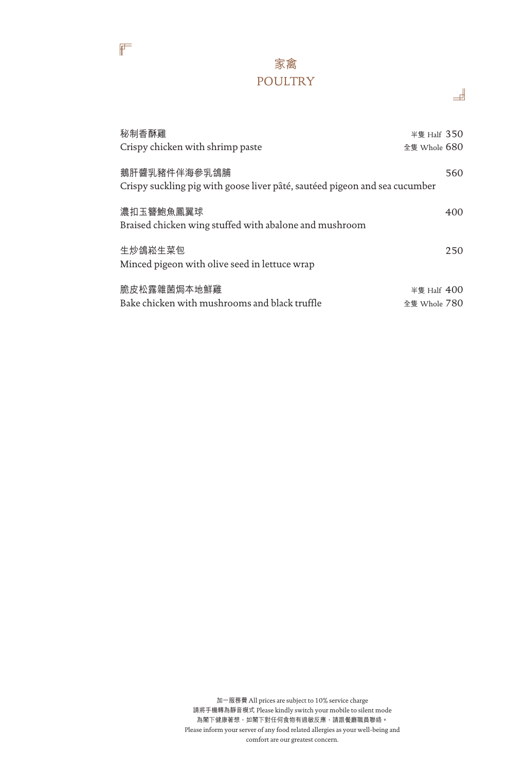# 家禽
# POULTRY

秘制香酥雞
Crispy chicken with shrimp paste
半隻 Half 350
全隻 Whole 680

鵝肝醬乳豬件伴海參乳鴿脯
Crispy suckling pig with goose liver pâté, sautéed pigeon and sea cucumber
560

濃扣玉簪鮑魚鳳翼球
Braised chicken wing stuffed with abalone and mushroom
400

生炒鴿崧生菜包
Minced pigeon with olive seed in lettuce wrap
250

脆皮松露雜菌焗本地鮮雞
Bake chicken with mushrooms and black truffle
半隻 Half 400
全隻 Whole 780

加一服務費 All prices are subject to 10% service charge
請將手機轉為靜音模式 Please kindly switch your mobile to silent mode
為閣下健康著想，如閣下對任何食物有過敏反應，請跟餐廳職員聯絡。
Please inform your server of any food related allergies as your well-being and comfort are our greatest concern.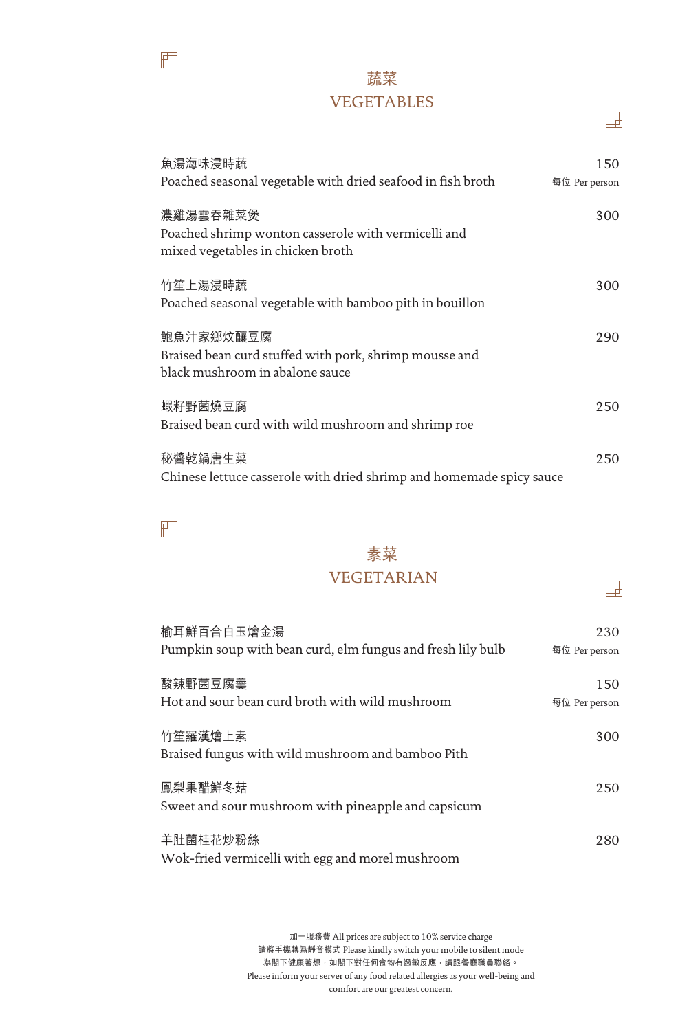## 蔬菜
## VEGETABLES

魚湯海味浸時蔬
Poached seasonal vegetable with dried seafood in fish broth — 150 每位 Per person

濃雞湯雲吞雜菜煲
Poached shrimp wonton casserole with vermicelli and mixed vegetables in chicken broth — 300

竹笙上湯浸時蔬
Poached seasonal vegetable with bamboo pith in bouillon — 300

鮑魚汁家鄉炆釀豆腐
Braised bean curd stuffed with pork, shrimp mousse and black mushroom in abalone sauce — 290

蝦籽野菌燒豆腐
Braised bean curd with wild mushroom and shrimp roe — 250

秘醬乾鍋唐生菜
Chinese lettuce casserole with dried shrimp and homemade spicy sauce — 250

## 素菜
## VEGETARIAN

榆耳鮮百合白玉燴金湯
Pumpkin soup with bean curd, elm fungus and fresh lily bulb — 230 每位 Per person

酸辣野菌豆腐羹
Hot and sour bean curd broth with wild mushroom — 150 每位 Per person

竹笙羅漢燴上素
Braised fungus with wild mushroom and bamboo Pith — 300

鳳梨果醋鮮冬菇
Sweet and sour mushroom with pineapple and capsicum — 250

羊肚菌桂花炒粉絲
Wok-fried vermicelli with egg and morel mushroom — 280

加一服務費 All prices are subject to 10% service charge
請將手機轉為靜音模式 Please kindly switch your mobile to silent mode
為閣下健康著想，如閣下對任何食物有過敏反應，請跟餐廳職員聯絡。
Please inform your server of any food related allergies as your well-being and comfort are our greatest concern.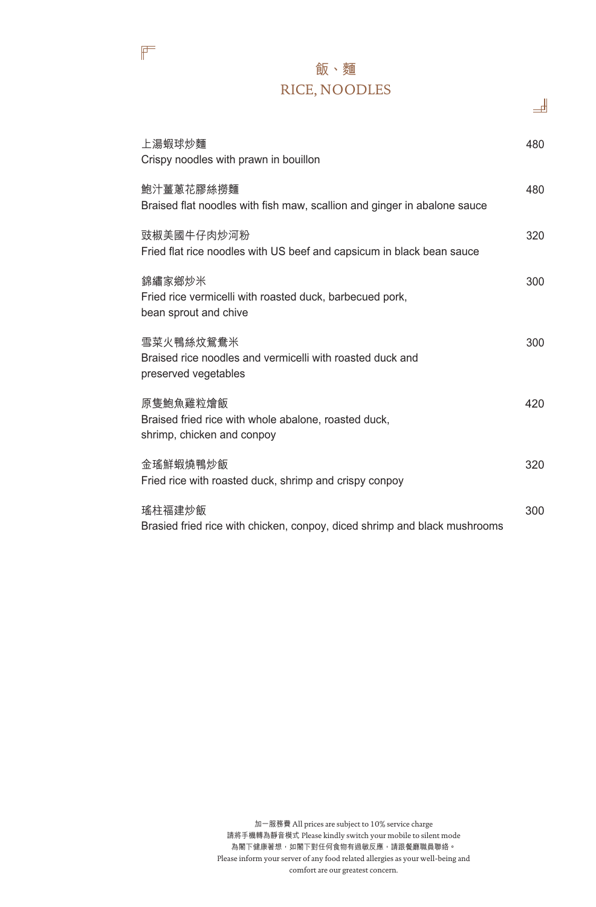# 飯、麵
# RICE, NOODLES

| | |
|---|---|
| 上湯蝦球炒麵<br>Crispy noodles with prawn in bouillon | 480 |
| 鮑汁薑蔥花膠絲撈麵<br>Braised flat noodles with fish maw, scallion and ginger in abalone sauce | 480 |
| 豉椒美國牛仔肉炒河粉<br>Fried flat rice noodles with US beef and capsicum in black bean sauce | 320 |
| 錦繡家鄉炒米<br>Fried rice vermicelli with roasted duck, barbecued pork, bean sprout and chive | 300 |
| 雪菜火鴨絲炆鴛鴦米<br>Braised rice noodles and vermicelli with roasted duck and preserved vegetables | 300 |
| 原隻鮑魚雞粒燴飯<br>Braised fried rice with whole abalone, roasted duck, shrimp, chicken and conpoy | 420 |
| 金瑤鮮蝦燒鴨炒飯<br>Fried rice with roasted duck, shrimp and crispy conpoy | 320 |
| 瑤柱福建炒飯<br>Brasied fried rice with chicken, conpoy, diced shrimp and black mushrooms | 300 |

加一服務費 All prices are subject to 10% service charge
請將手機轉為靜音模式 Please kindly switch your mobile to silent mode
為閣下健康著想，如閣下對任何食物有過敏反應，請跟餐廳職員聯絡。
Please inform your server of any food related allergies as your well-being and comfort are our greatest concern.